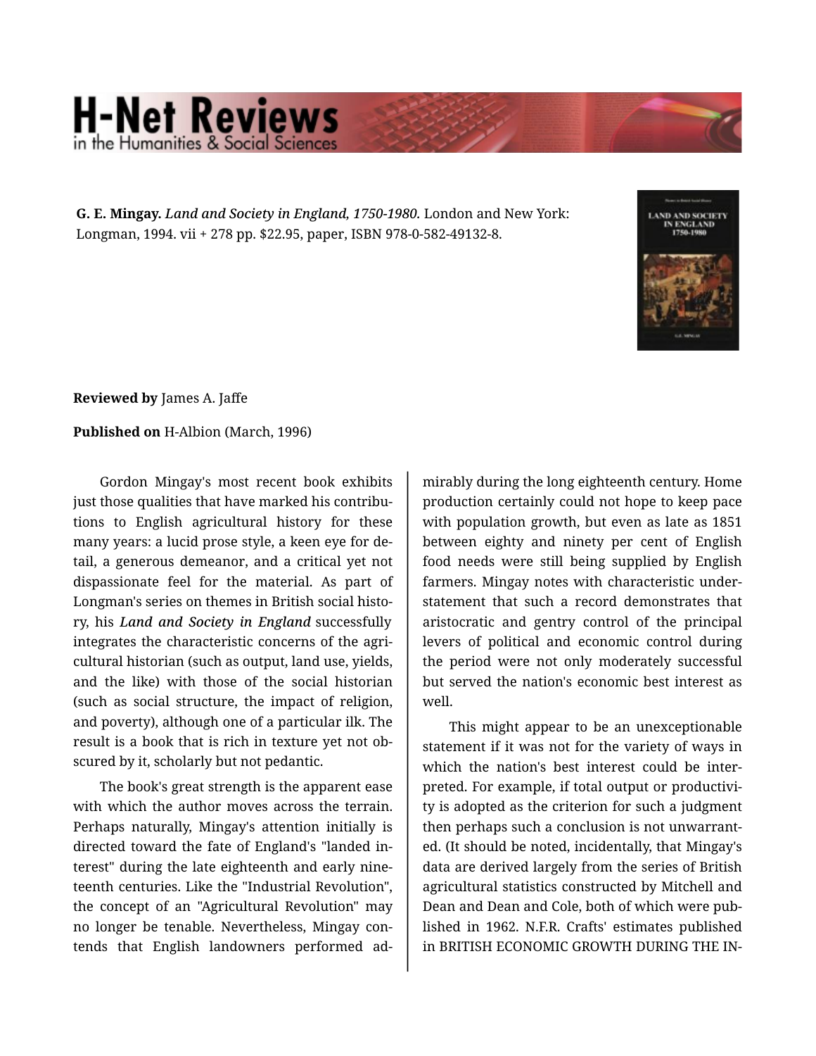# H-Net Reviews in the Humanities & Social Sciences

**G. E. Mingay.** ***Land and Society in England, 1750-1980.*** London and New York: Longman, 1994. vii + 278 pp. $22.95, paper, ISBN 978-0-582-49132-8.

**Reviewed by** James A. Jaffe

**Published on** H-Albion (March, 1996)

Gordon Mingay's most recent book exhibits just those qualities that have marked his contributions to English agricultural history for these many years: a lucid prose style, a keen eye for detail, a generous demeanor, and a critical yet not dispassionate feel for the material. As part of Longman's series on themes in British social history, his ***Land and Society in England*** successfully integrates the characteristic concerns of the agricultural historian (such as output, land use, yields, and the like) with those of the social historian (such as social structure, the impact of religion, and poverty), although one of a particular ilk. The result is a book that is rich in texture yet not obscured by it, scholarly but not pedantic.

The book's great strength is the apparent ease with which the author moves across the terrain. Perhaps naturally, Mingay's attention initially is directed toward the fate of England's "landed interest" during the late eighteenth and early nineteenth centuries. Like the "Industrial Revolution", the concept of an "Agricultural Revolution" may no longer be tenable. Nevertheless, Mingay contends that English landowners performed admirably during the long eighteenth century. Home production certainly could not hope to keep pace with population growth, but even as late as 1851 between eighty and ninety per cent of English food needs were still being supplied by English farmers. Mingay notes with characteristic understatement that such a record demonstrates that aristocratic and gentry control of the principal levers of political and economic control during the period were not only moderately successful but served the nation's economic best interest as well.

This might appear to be an unexceptionable statement if it was not for the variety of ways in which the nation's best interest could be interpreted. For example, if total output or productivity is adopted as the criterion for such a judgment then perhaps such a conclusion is not unwarranted. (It should be noted, incidentally, that Mingay's data are derived largely from the series of British agricultural statistics constructed by Mitchell and Dean and Dean and Cole, both of which were published in 1962. N.F.R. Crafts' estimates published in BRITISH ECONOMIC GROWTH DURING THE IN-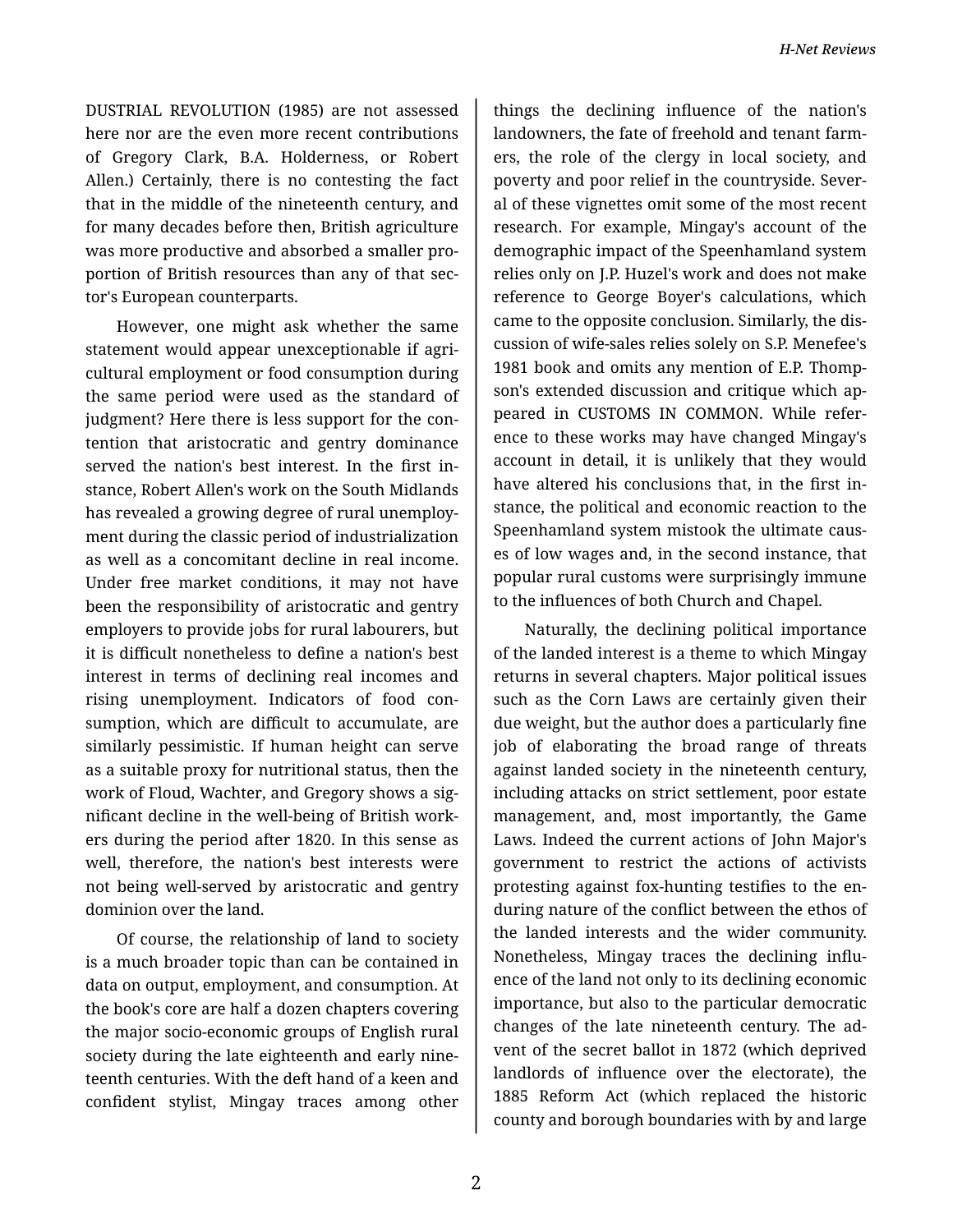DUSTRIAL REVOLUTION (1985) are not assessed here nor are the even more recent contributions of Gregory Clark, B.A. Holderness, or Robert Allen.) Certainly, there is no contesting the fact that in the middle of the nineteenth century, and for many decades before then, British agriculture was more productive and absorbed a smaller proportion of British resources than any of that sector's European counterparts.

However, one might ask whether the same statement would appear unexceptionable if agricultural employment or food consumption during the same period were used as the standard of judgment? Here there is less support for the contention that aristocratic and gentry dominance served the nation's best interest. In the first instance, Robert Allen's work on the South Midlands has revealed a growing degree of rural unemployment during the classic period of industrialization as well as a concomitant decline in real income. Under free market conditions, it may not have been the responsibility of aristocratic and gentry employers to provide jobs for rural labourers, but it is difficult nonetheless to define a nation's best interest in terms of declining real incomes and rising unemployment. Indicators of food consumption, which are difficult to accumulate, are similarly pessimistic. If human height can serve as a suitable proxy for nutritional status, then the work of Floud, Wachter, and Gregory shows a significant decline in the well-being of British workers during the period after 1820. In this sense as well, therefore, the nation's best interests were not being well-served by aristocratic and gentry dominion over the land.

Of course, the relationship of land to society is a much broader topic than can be contained in data on output, employment, and consumption. At the book's core are half a dozen chapters covering the major socio-economic groups of English rural society during the late eighteenth and early nineteenth centuries. With the deft hand of a keen and confident stylist, Mingay traces among other things the declining influence of the nation's landowners, the fate of freehold and tenant farmers, the role of the clergy in local society, and poverty and poor relief in the countryside. Several of these vignettes omit some of the most recent research. For example, Mingay's account of the demographic impact of the Speenhamland system relies only on J.P. Huzel's work and does not make reference to George Boyer's calculations, which came to the opposite conclusion. Similarly, the discussion of wife-sales relies solely on S.P. Menefee's 1981 book and omits any mention of E.P. Thompson's extended discussion and critique which appeared in CUSTOMS IN COMMON. While reference to these works may have changed Mingay's account in detail, it is unlikely that they would have altered his conclusions that, in the first instance, the political and economic reaction to the Speenhamland system mistook the ultimate causes of low wages and, in the second instance, that popular rural customs were surprisingly immune to the influences of both Church and Chapel.

Naturally, the declining political importance of the landed interest is a theme to which Mingay returns in several chapters. Major political issues such as the Corn Laws are certainly given their due weight, but the author does a particularly fine job of elaborating the broad range of threats against landed society in the nineteenth century, including attacks on strict settlement, poor estate management, and, most importantly, the Game Laws. Indeed the current actions of John Major's government to restrict the actions of activists protesting against fox-hunting testifies to the enduring nature of the conflict between the ethos of the landed interests and the wider community. Nonetheless, Mingay traces the declining influence of the land not only to its declining economic importance, but also to the particular democratic changes of the late nineteenth century. The advent of the secret ballot in 1872 (which deprived landlords of influence over the electorate), the 1885 Reform Act (which replaced the historic county and borough boundaries with by and large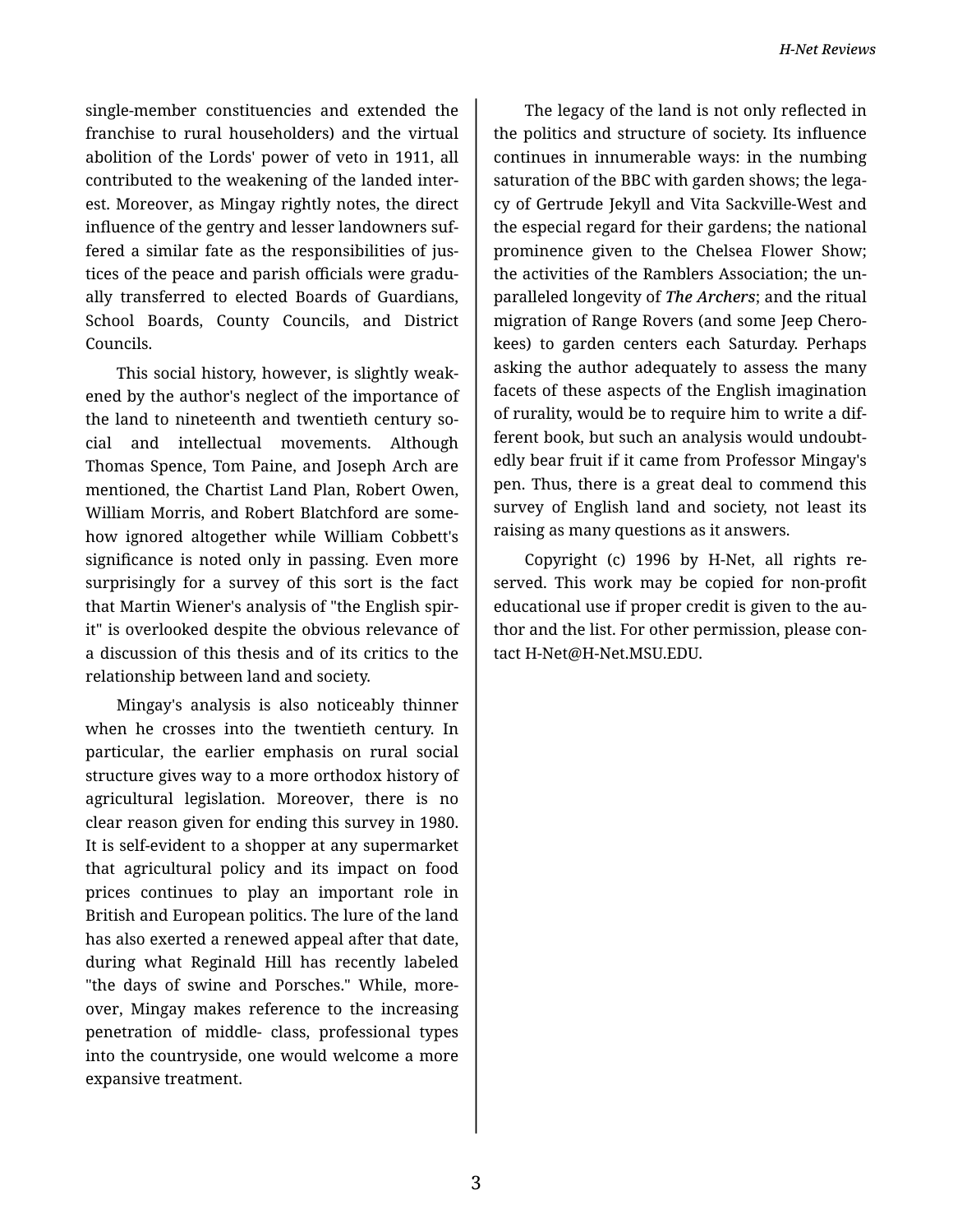single-member constituencies and extended the franchise to rural householders) and the virtual abolition of the Lords' power of veto in 1911, all contributed to the weakening of the landed interest. Moreover, as Mingay rightly notes, the direct influence of the gentry and lesser landowners suffered a similar fate as the responsibilities of justices of the peace and parish officials were gradually transferred to elected Boards of Guardians, School Boards, County Councils, and District Councils.

This social history, however, is slightly weakened by the author's neglect of the importance of the land to nineteenth and twentieth century social and intellectual movements. Although Thomas Spence, Tom Paine, and Joseph Arch are mentioned, the Chartist Land Plan, Robert Owen, William Morris, and Robert Blatchford are somehow ignored altogether while William Cobbett's significance is noted only in passing. Even more surprisingly for a survey of this sort is the fact that Martin Wiener's analysis of "the English spirit" is overlooked despite the obvious relevance of a discussion of this thesis and of its critics to the relationship between land and society.

Mingay's analysis is also noticeably thinner when he crosses into the twentieth century. In particular, the earlier emphasis on rural social structure gives way to a more orthodox history of agricultural legislation. Moreover, there is no clear reason given for ending this survey in 1980. It is self-evident to a shopper at any supermarket that agricultural policy and its impact on food prices continues to play an important role in British and European politics. The lure of the land has also exerted a renewed appeal after that date, during what Reginald Hill has recently labeled "the days of swine and Porsches." While, moreover, Mingay makes reference to the increasing penetration of middle- class, professional types into the countryside, one would welcome a more expansive treatment.

The legacy of the land is not only reflected in the politics and structure of society. Its influence continues in innumerable ways: in the numbing saturation of the BBC with garden shows; the legacy of Gertrude Jekyll and Vita Sackville-West and the especial regard for their gardens; the national prominence given to the Chelsea Flower Show; the activities of the Ramblers Association; the unparalleled longevity of ***The Archers***; and the ritual migration of Range Rovers (and some Jeep Cherokees) to garden centers each Saturday. Perhaps asking the author adequately to assess the many facets of these aspects of the English imagination of rurality, would be to require him to write a different book, but such an analysis would undoubtedly bear fruit if it came from Professor Mingay's pen. Thus, there is a great deal to commend this survey of English land and society, not least its raising as many questions as it answers.

Copyright (c) 1996 by H-Net, all rights reserved. This work may be copied for non-profit educational use if proper credit is given to the author and the list. For other permission, please contact H-Net@H-Net.MSU.EDU.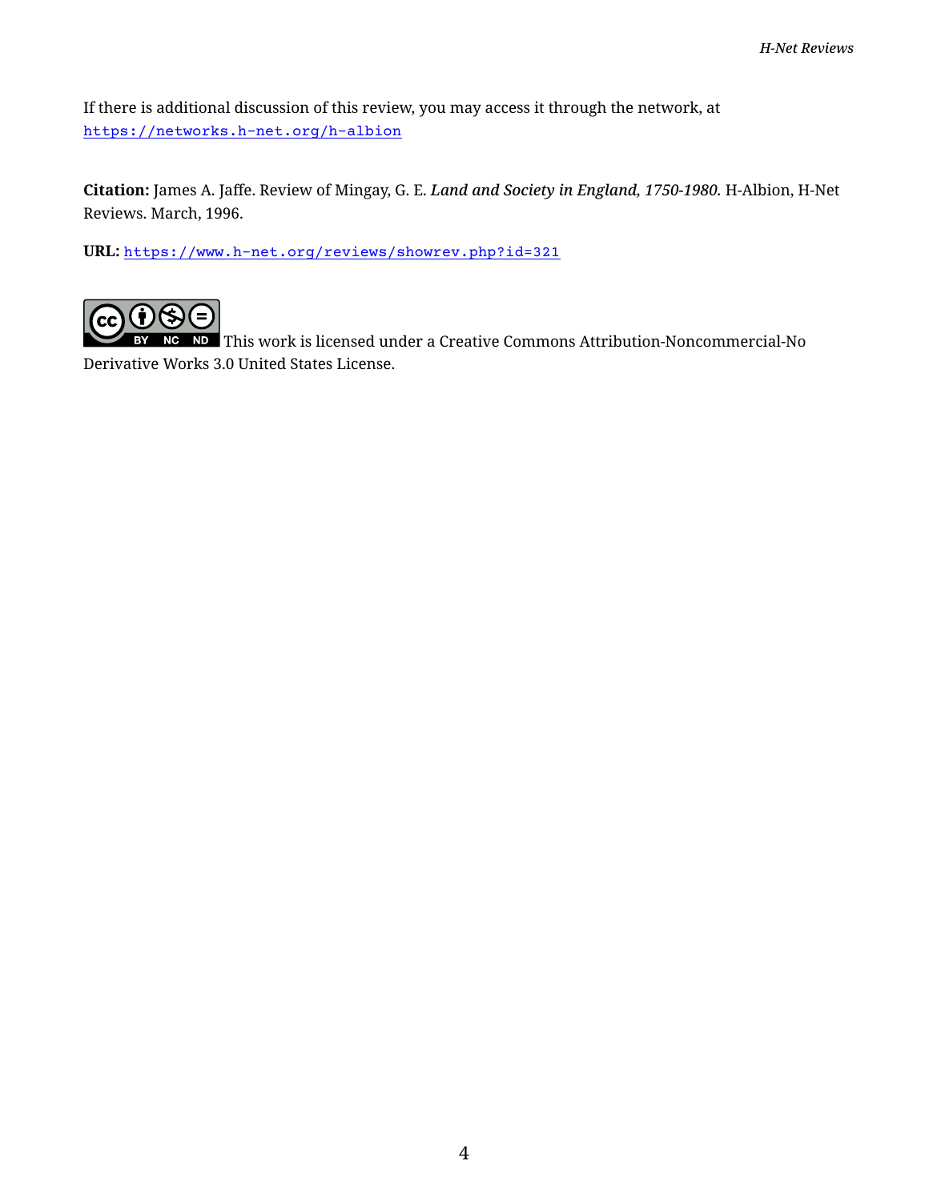If there is additional discussion of this review, you may access it through the network, at https://networks.h-net.org/h-albion

**Citation:** James A. Jaffe. Review of Mingay, G. E. ***Land and Society in England, 1750-1980.*** H-Albion, H-Net Reviews. March, 1996.

**URL:** https://www.h-net.org/reviews/showrev.php?id=321

This work is licensed under a Creative Commons Attribution-Noncommercial-No Derivative Works 3.0 United States License.